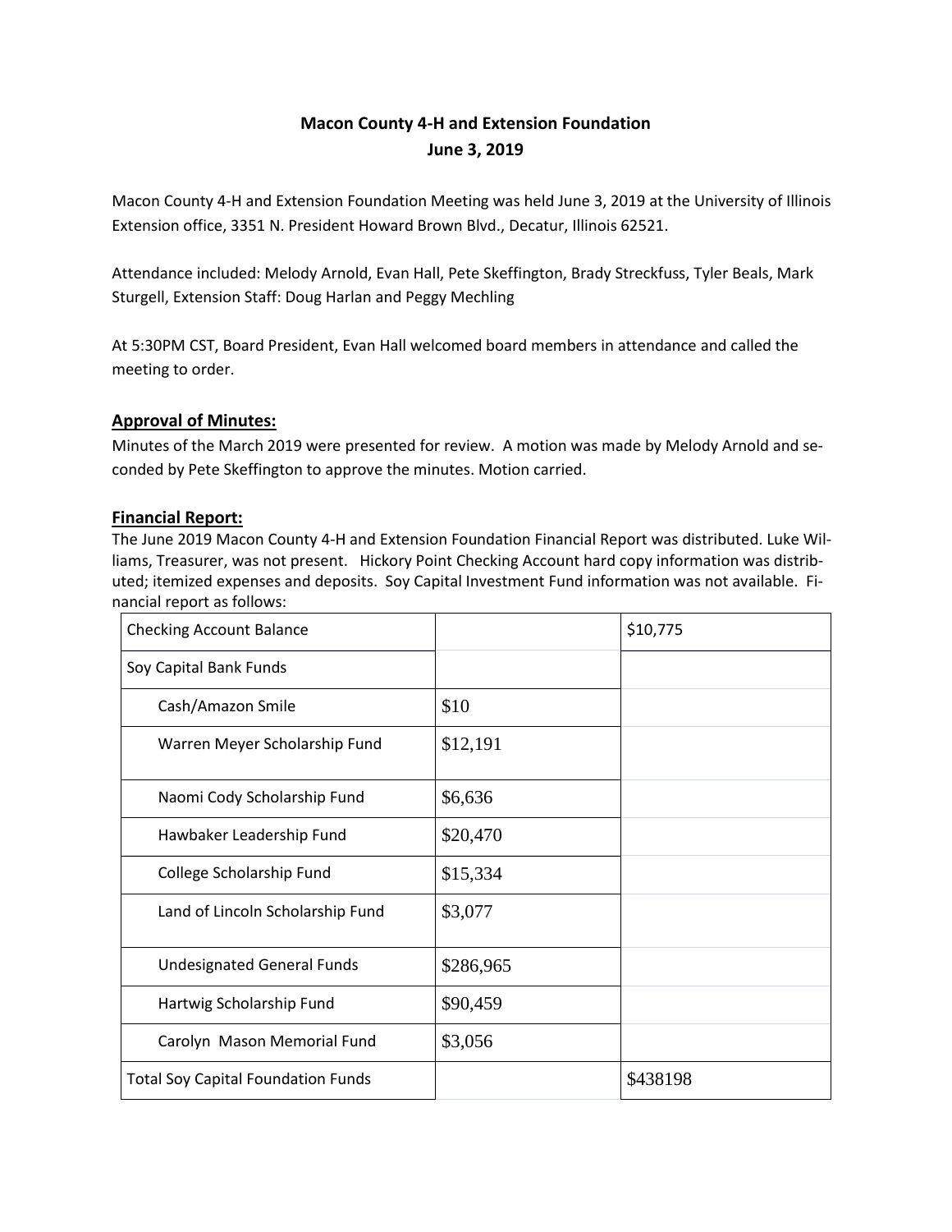# Macon County 4-H and Extension Foundation
## June 3, 2019

Macon County 4-H and Extension Foundation Meeting was held June 3, 2019 at the University of Illinois Extension office, 3351 N. President Howard Brown Blvd., Decatur, Illinois 62521.

Attendance included: Melody Arnold, Evan Hall, Pete Skeffington, Brady Streckfuss, Tyler Beals, Mark Sturgell, Extension Staff: Doug Harlan and Peggy Mechling

At 5:30PM CST, Board President, Evan Hall welcomed board members in attendance and called the meeting to order.

### Approval of Minutes:

Minutes of the March 2019 were presented for review. A motion was made by Melody Arnold and seconded by Pete Skeffington to approve the minutes. Motion carried.

### Financial Report:

The June 2019 Macon County 4-H and Extension Foundation Financial Report was distributed. Luke Williams, Treasurer, was not present. Hickory Point Checking Account hard copy information was distributed; itemized expenses and deposits. Soy Capital Investment Fund information was not available. Financial report as follows:

| Checking Account Balance | | $10,775 |
|---|---|---|
| Soy Capital Bank Funds | | |
| Cash/Amazon Smile | $10 | |
| Warren Meyer Scholarship Fund | $12,191 | |
| Naomi Cody Scholarship Fund | $6,636 | |
| Hawbaker Leadership Fund | $20,470 | |
| College Scholarship Fund | $15,334 | |
| Land of Lincoln Scholarship Fund | $3,077 | |
| Undesignated General Funds | $286,965 | |
| Hartwig Scholarship Fund | $90,459 | |
| Carolyn Mason Memorial Fund | $3,056 | |
| Total Soy Capital Foundation Funds | | $438198 |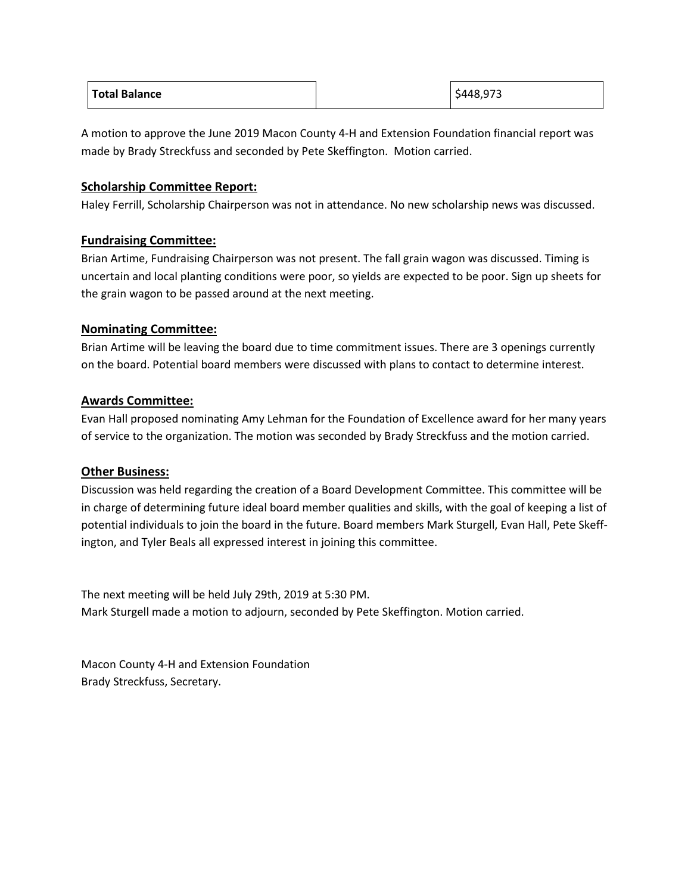| | | |
|---|---|---|
| **Total Balance** | | $448,973 |

A motion to approve the June 2019 Macon County 4-H and Extension Foundation financial report was made by Brady Streckfuss and seconded by Pete Skeffington. Motion carried.

## Scholarship Committee Report:

Haley Ferrill, Scholarship Chairperson was not in attendance. No new scholarship news was discussed.

## Fundraising Committee:

Brian Artime, Fundraising Chairperson was not present. The fall grain wagon was discussed. Timing is uncertain and local planting conditions were poor, so yields are expected to be poor. Sign up sheets for the grain wagon to be passed around at the next meeting.

## Nominating Committee:

Brian Artime will be leaving the board due to time commitment issues. There are 3 openings currently on the board. Potential board members were discussed with plans to contact to determine interest.

## Awards Committee:

Evan Hall proposed nominating Amy Lehman for the Foundation of Excellence award for her many years of service to the organization. The motion was seconded by Brady Streckfuss and the motion carried.

## Other Business:

Discussion was held regarding the creation of a Board Development Committee. This committee will be in charge of determining future ideal board member qualities and skills, with the goal of keeping a list of potential individuals to join the board in the future. Board members Mark Sturgell, Evan Hall, Pete Skeffington, and Tyler Beals all expressed interest in joining this committee.

The next meeting will be held July 29th, 2019 at 5:30 PM.
Mark Sturgell made a motion to adjourn, seconded by Pete Skeffington. Motion carried.

Macon County 4-H and Extension Foundation
Brady Streckfuss, Secretary.